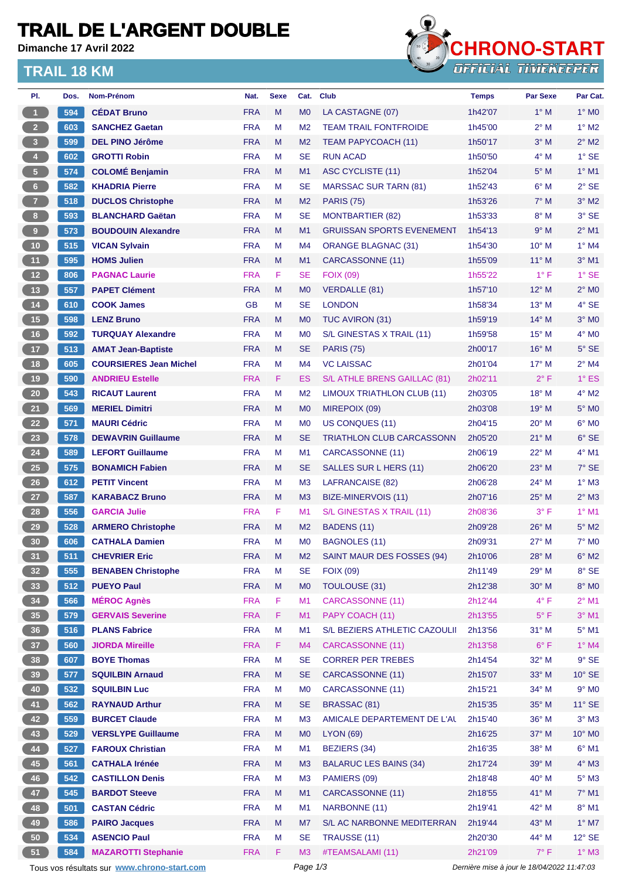# TRAIL DE L'ARGENT DOUBLE

**Dimanche 17 Avril 2022**

## TRAIL 18 KM

CHRONO-START OFFICIAL TIMEKEEPER

| Pl. | Dos. | Nom-Prénom | Nat. | Sexe | Cat. | Club | Temps | Par Sexe | Par Cat. |
|---|---|---|---|---|---|---|---|---|---|
| 1 | 594 | CÉDAT Bruno | FRA | M | M0 | LA CASTAGNE (07) | 1h42'07 | 1° M | 1° M0 |
| 2 | 603 | SANCHEZ Gaetan | FRA | M | M2 | TEAM TRAIL FONTFROIDE | 1h45'00 | 2° M | 1° M2 |
| 3 | 599 | DEL PINO Jérôme | FRA | M | M2 | TEAM PAPYCOACH (11) | 1h50'17 | 3° M | 2° M2 |
| 4 | 602 | GROTTI Robin | FRA | M | SE | RUN ACAD | 1h50'50 | 4° M | 1° SE |
| 5 | 574 | COLOMÉ Benjamin | FRA | M | M1 | ASC CYCLISTE (11) | 1h52'04 | 5° M | 1° M1 |
| 6 | 582 | KHADRIA Pierre | FRA | M | SE | MARSSAC SUR TARN (81) | 1h52'43 | 6° M | 2° SE |
| 7 | 518 | DUCLOS Christophe | FRA | M | M2 | PARIS (75) | 1h53'26 | 7° M | 3° M2 |
| 8 | 593 | BLANCHARD Gaëtan | FRA | M | SE | MONTBARTIER (82) | 1h53'33 | 8° M | 3° SE |
| 9 | 573 | BOUDOUIN Alexandre | FRA | M | M1 | GRUISSAN SPORTS EVENEMENT | 1h54'13 | 9° M | 2° M1 |
| 10 | 515 | VICAN Sylvain | FRA | M | M4 | ORANGE BLAGNAC (31) | 1h54'30 | 10° M | 1° M4 |
| 11 | 595 | HOMS Julien | FRA | M | M1 | CARCASSONNE (11) | 1h55'09 | 11° M | 3° M1 |
| 12 | 806 | PAGNAC Laurie | FRA | F | SE | FOIX (09) | 1h55'22 | 1° F | 1° SE |
| 13 | 557 | PAPET Clément | FRA | M | M0 | VERDALLE (81) | 1h57'10 | 12° M | 2° M0 |
| 14 | 610 | COOK James | GB | M | SE | LONDON | 1h58'34 | 13° M | 4° SE |
| 15 | 598 | LENZ Bruno | FRA | M | M0 | TUC AVIRON (31) | 1h59'19 | 14° M | 3° M0 |
| 16 | 592 | TURQUAY Alexandre | FRA | M | M0 | S/L GINESTAS X TRAIL (11) | 1h59'58 | 15° M | 4° M0 |
| 17 | 513 | AMAT Jean-Baptiste | FRA | M | SE | PARIS (75) | 2h00'17 | 16° M | 5° SE |
| 18 | 605 | COURSIERES Jean Michel | FRA | M | M4 | VC LAISSAC | 2h01'04 | 17° M | 2° M4 |
| 19 | 590 | ANDRIEU Estelle | FRA | F | ES | S/L ATHLE BRENS GAILLAC (81) | 2h02'11 | 2° F | 1° ES |
| 20 | 543 | RICAUT Laurent | FRA | M | M2 | LIMOUX TRIATHLON CLUB (11) | 2h03'05 | 18° M | 4° M2 |
| 21 | 569 | MERIEL Dimitri | FRA | M | M0 | MIREPOIX (09) | 2h03'08 | 19° M | 5° M0 |
| 22 | 571 | MAURI Cédric | FRA | M | M0 | US CONQUES (11) | 2h04'15 | 20° M | 6° M0 |
| 23 | 578 | DEWAVRIN Guillaume | FRA | M | SE | TRIATHLON CLUB CARCASSONN | 2h05'20 | 21° M | 6° SE |
| 24 | 589 | LEFORT Guillaume | FRA | M | M1 | CARCASSONNE (11) | 2h06'19 | 22° M | 4° M1 |
| 25 | 575 | BONAMICH Fabien | FRA | M | SE | SALLES SUR L HERS (11) | 2h06'20 | 23° M | 7° SE |
| 26 | 612 | PETIT Vincent | FRA | M | M3 | LAFRANCAISE (82) | 2h06'28 | 24° M | 1° M3 |
| 27 | 587 | KARABACZ Bruno | FRA | M | M3 | BIZE-MINERVOIS (11) | 2h07'16 | 25° M | 2° M3 |
| 28 | 556 | GARCIA Julie | FRA | F | M1 | S/L GINESTAS X TRAIL (11) | 2h08'36 | 3° F | 1° M1 |
| 29 | 528 | ARMERO Christophe | FRA | M | M2 | BADENS (11) | 2h09'28 | 26° M | 5° M2 |
| 30 | 606 | CATHALA Damien | FRA | M | M0 | BAGNOLES (11) | 2h09'31 | 27° M | 7° M0 |
| 31 | 511 | CHEVRIER Eric | FRA | M | M2 | SAINT MAUR DES FOSSES (94) | 2h10'06 | 28° M | 6° M2 |
| 32 | 555 | BENABEN Christophe | FRA | M | SE | FOIX (09) | 2h11'49 | 29° M | 8° SE |
| 33 | 512 | PUEYO Paul | FRA | M | M0 | TOULOUSE (31) | 2h12'38 | 30° M | 8° M0 |
| 34 | 566 | MÉROC Agnès | FRA | F | M1 | CARCASSONNE (11) | 2h12'44 | 4° F | 2° M1 |
| 35 | 579 | GERVAIS Severine | FRA | F | M1 | PAPY COACH (11) | 2h13'55 | 5° F | 3° M1 |
| 36 | 516 | PLANS Fabrice | FRA | M | M1 | S/L BEZIERS ATHLETIC CAZOULII | 2h13'56 | 31° M | 5° M1 |
| 37 | 560 | JIORDA Mireille | FRA | F | M4 | CARCASSONNE (11) | 2h13'58 | 6° F | 1° M4 |
| 38 | 607 | BOYE Thomas | FRA | M | SE | CORRER PER TREBES | 2h14'54 | 32° M | 9° SE |
| 39 | 577 | SQUILBIN Arnaud | FRA | M | SE | CARCASSONNE (11) | 2h15'07 | 33° M | 10° SE |
| 40 | 532 | SQUILBIN Luc | FRA | M | M0 | CARCASSONNE (11) | 2h15'21 | 34° M | 9° M0 |
| 41 | 562 | RAYNAUD Arthur | FRA | M | SE | BRASSAC (81) | 2h15'35 | 35° M | 11° SE |
| 42 | 559 | BURCET Claude | FRA | M | M3 | AMICALE DEPARTEMENT DE L'AU | 2h15'40 | 36° M | 3° M3 |
| 43 | 529 | VERSLYPE Guillaume | FRA | M | M0 | LYON (69) | 2h16'25 | 37° M | 10° M0 |
| 44 | 527 | FAROUX Christian | FRA | M | M1 | BEZIERS (34) | 2h16'35 | 38° M | 6° M1 |
| 45 | 561 | CATHALA Irénée | FRA | M | M3 | BALARUC LES BAINS (34) | 2h17'24 | 39° M | 4° M3 |
| 46 | 542 | CASTILLON Denis | FRA | M | M3 | PAMIERS (09) | 2h18'48 | 40° M | 5° M3 |
| 47 | 545 | BARDOT Steeve | FRA | M | M1 | CARCASSONNE (11) | 2h18'55 | 41° M | 7° M1 |
| 48 | 501 | CASTAN Cédric | FRA | M | M1 | NARBONNE (11) | 2h19'41 | 42° M | 8° M1 |
| 49 | 586 | PAIRO Jacques | FRA | M | M7 | S/L AC NARBONNE MEDITERRAN | 2h19'44 | 43° M | 1° M7 |
| 50 | 534 | ASENCIO Paul | FRA | M | SE | TRAUSSE (11) | 2h20'30 | 44° M | 12° SE |
| 51 | 584 | MAZAROTTI Stephanie | FRA | F | M3 | #TEAMSALAMI (11) | 2h21'09 | 7° F | 1° M3 |

Tous vos résultats sur www.chrono-start.com

Dernière mise à jour le 18/04/2022 11:47:03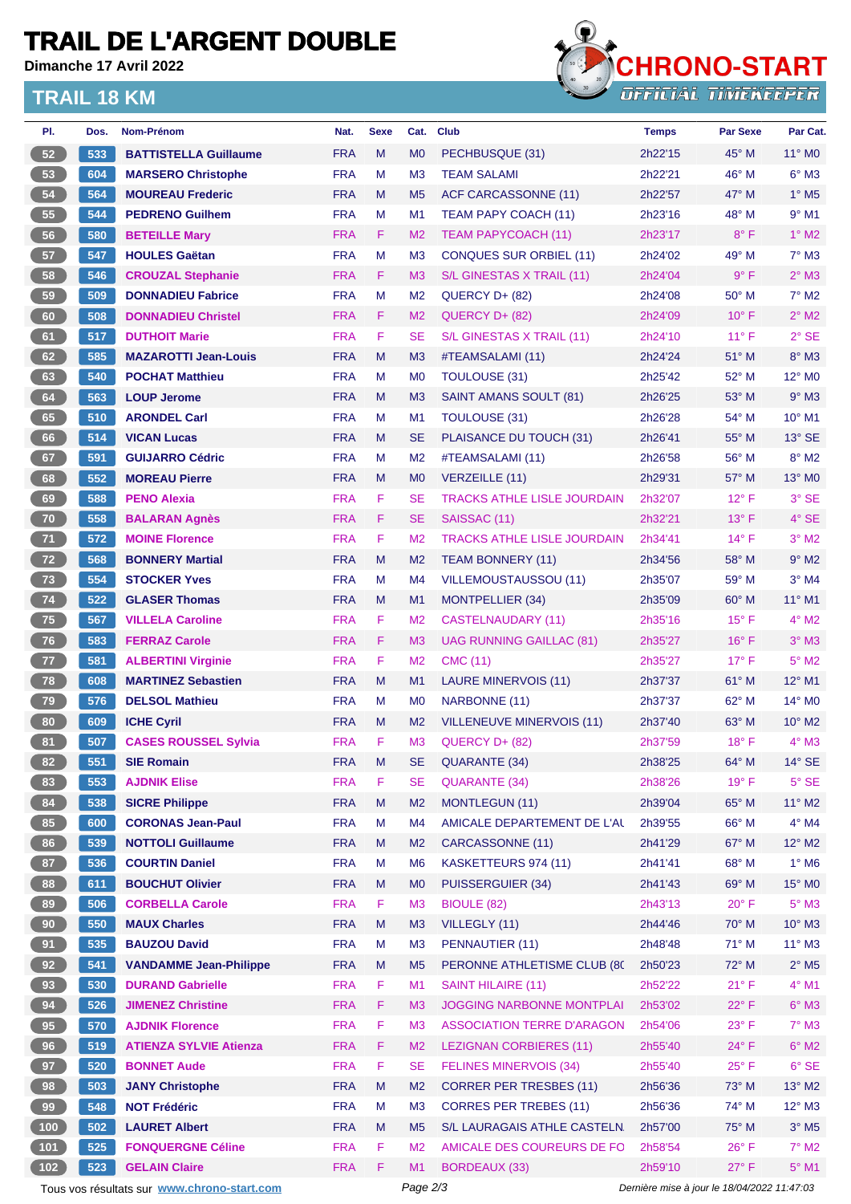# TRAIL DE L'ARGENT DOUBLE

**Dimanche 17 Avril 2022**

## TRAIL 18 KM

CHRONO-START OFFICIAL TIMEKEEPER

| Pl. | Dos. | Nom-Prénom | Nat. | Sexe | Cat. | Club | Temps | Par Sexe | Par Cat. |
|---|---|---|---|---|---|---|---|---|---|
| 52 | 533 | BATTISTELLA Guillaume | FRA | M | M0 | PECHBUSQUE (31) | 2h22'15 | 45° M | 11° M0 |
| 53 | 604 | MARSERO Christophe | FRA | M | M3 | TEAM SALAMI | 2h22'21 | 46° M | 6° M3 |
| 54 | 564 | MOUREAU Frederic | FRA | M | M5 | ACF CARCASSONNE (11) | 2h22'57 | 47° M | 1° M5 |
| 55 | 544 | PEDRENO Guilhem | FRA | M | M1 | TEAM PAPY COACH (11) | 2h23'16 | 48° M | 9° M1 |
| 56 | 580 | BETEILLE Mary | FRA | F | M2 | TEAM PAPYCOACH (11) | 2h23'17 | 8° F | 1° M2 |
| 57 | 547 | HOULES Gaëtan | FRA | M | M3 | CONQUES SUR ORBIEL (11) | 2h24'02 | 49° M | 7° M3 |
| 58 | 546 | CROUZAL Stephanie | FRA | F | M3 | S/L GINESTAS X TRAIL (11) | 2h24'04 | 9° F | 2° M3 |
| 59 | 509 | DONNADIEU Fabrice | FRA | M | M2 | QUERCY D+ (82) | 2h24'08 | 50° M | 7° M2 |
| 60 | 508 | DONNADIEU Christel | FRA | F | M2 | QUERCY D+ (82) | 2h24'09 | 10° F | 2° M2 |
| 61 | 517 | DUTHOIT Marie | FRA | F | SE | S/L GINESTAS X TRAIL (11) | 2h24'10 | 11° F | 2° SE |
| 62 | 585 | MAZAROTTI Jean-Louis | FRA | M | M3 | #TEAMSALAMI (11) | 2h24'24 | 51° M | 8° M3 |
| 63 | 540 | POCHAT Matthieu | FRA | M | M0 | TOULOUSE (31) | 2h25'42 | 52° M | 12° M0 |
| 64 | 563 | LOUP Jerome | FRA | M | M3 | SAINT AMANS SOULT (81) | 2h26'25 | 53° M | 9° M3 |
| 65 | 510 | ARONDEL Carl | FRA | M | M1 | TOULOUSE (31) | 2h26'28 | 54° M | 10° M1 |
| 66 | 514 | VICAN Lucas | FRA | M | SE | PLAISANCE DU TOUCH (31) | 2h26'41 | 55° M | 13° SE |
| 67 | 591 | GUIJARRO Cédric | FRA | M | M2 | #TEAMSALAMI (11) | 2h26'58 | 56° M | 8° M2 |
| 68 | 552 | MOREAU Pierre | FRA | M | M0 | VERZEILLE (11) | 2h29'31 | 57° M | 13° M0 |
| 69 | 588 | PENO Alexia | FRA | F | SE | TRACKS ATHLE LISLE JOURDAIN | 2h32'07 | 12° F | 3° SE |
| 70 | 558 | BALARAN Agnès | FRA | F | SE | SAISSAC (11) | 2h32'21 | 13° F | 4° SE |
| 71 | 572 | MOINE Florence | FRA | F | M2 | TRACKS ATHLE LISLE JOURDAIN | 2h34'41 | 14° F | 3° M2 |
| 72 | 568 | BONNERY Martial | FRA | M | M2 | TEAM BONNERY (11) | 2h34'56 | 58° M | 9° M2 |
| 73 | 554 | STOCKER Yves | FRA | M | M4 | VILLEMOUSTAUSSOU (11) | 2h35'07 | 59° M | 3° M4 |
| 74 | 522 | GLASER Thomas | FRA | M | M1 | MONTPELLIER (34) | 2h35'09 | 60° M | 11° M1 |
| 75 | 567 | VILLELA Caroline | FRA | F | M2 | CASTELNAUDARY (11) | 2h35'16 | 15° F | 4° M2 |
| 76 | 583 | FERRAZ Carole | FRA | F | M3 | UAG RUNNING GAILLAC (81) | 2h35'27 | 16° F | 3° M3 |
| 77 | 581 | ALBERTINI Virginie | FRA | F | M2 | CMC (11) | 2h35'27 | 17° F | 5° M2 |
| 78 | 608 | MARTINEZ Sebastien | FRA | M | M1 | LAURE MINERVOIS (11) | 2h37'37 | 61° M | 12° M1 |
| 79 | 576 | DELSOL Mathieu | FRA | M | M0 | NARBONNE (11) | 2h37'37 | 62° M | 14° M0 |
| 80 | 609 | ICHE Cyril | FRA | M | M2 | VILLENEUVE MINERVOIS (11) | 2h37'40 | 63° M | 10° M2 |
| 81 | 507 | CASES ROUSSEL Sylvia | FRA | F | M3 | QUERCY D+ (82) | 2h37'59 | 18° F | 4° M3 |
| 82 | 551 | SIE Romain | FRA | M | SE | QUARANTE (34) | 2h38'25 | 64° M | 14° SE |
| 83 | 553 | AJDNIK Elise | FRA | F | SE | QUARANTE (34) | 2h38'26 | 19° F | 5° SE |
| 84 | 538 | SICRE Philippe | FRA | M | M2 | MONTLEGUN (11) | 2h39'04 | 65° M | 11° M2 |
| 85 | 600 | CORONAS Jean-Paul | FRA | M | M4 | AMICALE DEPARTEMENT DE L'AU | 2h39'55 | 66° M | 4° M4 |
| 86 | 539 | NOTTOLI Guillaume | FRA | M | M2 | CARCASSONNE (11) | 2h41'29 | 67° M | 12° M2 |
| 87 | 536 | COURTIN Daniel | FRA | M | M6 | KASKETTEURS 974 (11) | 2h41'41 | 68° M | 1° M6 |
| 88 | 611 | BOUCHUT Olivier | FRA | M | M0 | PUISSERGUIER (34) | 2h41'43 | 69° M | 15° M0 |
| 89 | 506 | CORBELLA Carole | FRA | F | M3 | BIOULE (82) | 2h43'13 | 20° F | 5° M3 |
| 90 | 550 | MAUX Charles | FRA | M | M3 | VILLEGLY (11) | 2h44'46 | 70° M | 10° M3 |
| 91 | 535 | BAUZOU David | FRA | M | M3 | PENNAUTIER (11) | 2h48'48 | 71° M | 11° M3 |
| 92 | 541 | VANDAMME Jean-Philippe | FRA | M | M5 | PERONNE ATHLETISME CLUB (80 | 2h50'23 | 72° M | 2° M5 |
| 93 | 530 | DURAND Gabrielle | FRA | F | M1 | SAINT HILAIRE (11) | 2h52'22 | 21° F | 4° M1 |
| 94 | 526 | JIMENEZ Christine | FRA | F | M3 | JOGGING NARBONNE MONTPLAI | 2h53'02 | 22° F | 6° M3 |
| 95 | 570 | AJDNIK Florence | FRA | F | M3 | ASSOCIATION TERRE D'ARAGON | 2h54'06 | 23° F | 7° M3 |
| 96 | 519 | ATIENZA SYLVIE Atienza | FRA | F | M2 | LEZIGNAN CORBIERES (11) | 2h55'40 | 24° F | 6° M2 |
| 97 | 520 | BONNET Aude | FRA | F | SE | FELINES MINERVOIS (34) | 2h55'40 | 25° F | 6° SE |
| 98 | 503 | JANY Christophe | FRA | M | M2 | CORRER PER TRESBES (11) | 2h56'36 | 73° M | 13° M2 |
| 99 | 548 | NOT Frédéric | FRA | M | M3 | CORRES PER TREBES (11) | 2h56'36 | 74° M | 12° M3 |
| 100 | 502 | LAURET Albert | FRA | M | M5 | S/L LAURAGAIS ATHLE CASTELN | 2h57'00 | 75° M | 3° M5 |
| 101 | 525 | FONQUERGNE Céline | FRA | F | M2 | AMICALE DES COUREURS DE FO | 2h58'54 | 26° F | 7° M2 |
| 102 | 523 | GELAIN Claire | FRA | F | M1 | BORDEAUX (33) | 2h59'10 | 27° F | 5° M1 |

Tous vos résultats sur www.chrono-start.com — Dernière mise à jour le 18/04/2022 11:47:03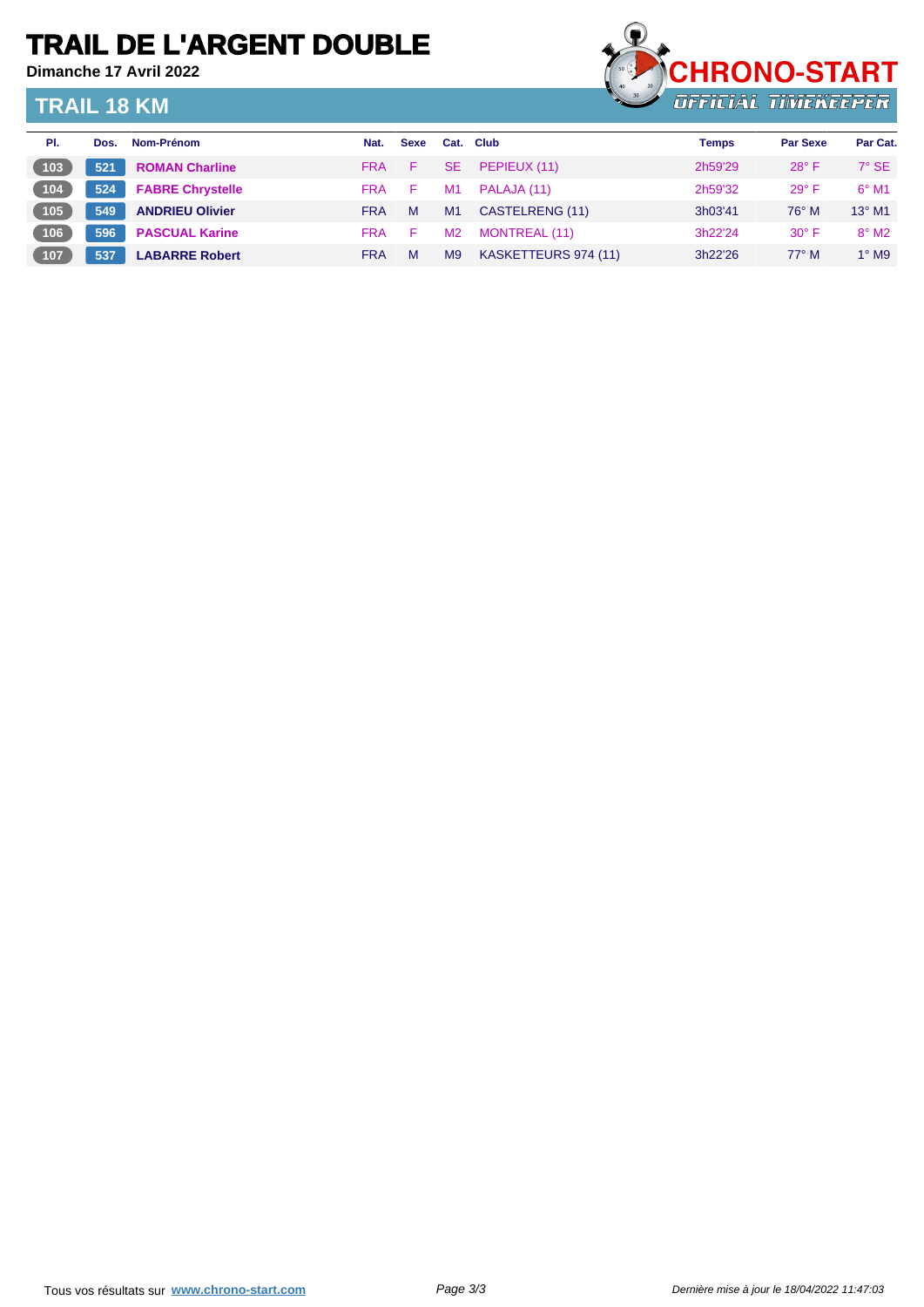# TRAIL DE L'ARGENT DOUBLE

**Dimanche 17 Avril 2022**

CHRONO-START
OFFICIAL TIMEKEEPER

## TRAIL 18 KM

| Pl. | Dos. | Nom-Prénom | Nat. | Sexe | Cat. | Club | Temps | Par Sexe | Par Cat. |
|---|---|---|---|---|---|---|---|---|---|
| 103 | 521 | **ROMAN Charline** | FRA | F | SE | PEPIEUX (11) | 2h59'29 | 28° F | 7° SE |
| 104 | 524 | **FABRE Chrystelle** | FRA | F | M1 | PALAJA (11) | 2h59'32 | 29° F | 6° M1 |
| 105 | 549 | **ANDRIEU Olivier** | FRA | M | M1 | CASTELRENG (11) | 3h03'41 | 76° M | 13° M1 |
| 106 | 596 | **PASCUAL Karine** | FRA | F | M2 | MONTREAL (11) | 3h22'24 | 30° F | 8° M2 |
| 107 | 537 | **LABARRE Robert** | FRA | M | M9 | KASKETTEURS 974 (11) | 3h22'26 | 77° M | 1° M9 |

Tous vos résultats sur www.chrono-start.com

*Dernière mise à jour le 18/04/2022 11:47:03*